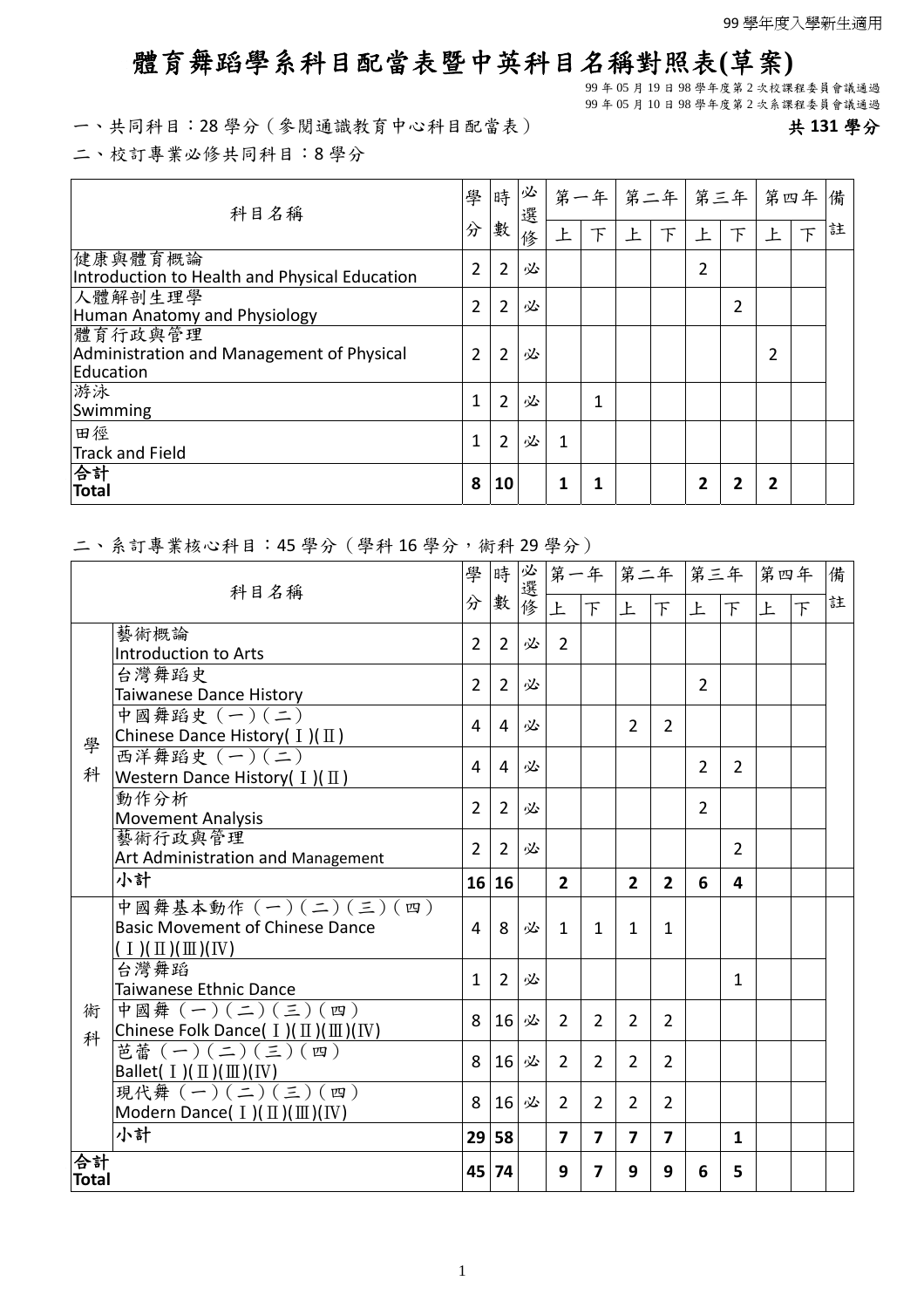99 學年度入學新生適用

# 體育舞蹈學系科目配當表暨中英科目名稱對照表(草案)

99 年 05 月 19 日 98 學年度第 2 次校課程委員會議通過
99 年 05 月 10 日 98 學年度第 2 次系課程委員會議通過

一、共同科目：28 學分（參閱通識教育中心科目配當表） **共 131 學分**

二、校訂專業必修共同科目：8 學分

| 科目名稱 | 學分 | 時數 | 必選修 | 第一年上 | 第一年下 | 第二年上 | 第二年下 | 第三年上 | 第三年下 | 第四年上 | 第四年下 | 備註 |
|---|---|---|---|---|---|---|---|---|---|---|---|---|
| 健康與體育概論 Introduction to Health and Physical Education | 2 | 2 | 必 | | | | | 2 | | | | |
| 人體解剖生理學 Human Anatomy and Physiology | 2 | 2 | 必 | | | | | | 2 | | | |
| 體育行政與管理 Administration and Management of Physical Education | 2 | 2 | 必 | | | | | | | 2 | | |
| 游泳 Swimming | 1 | 2 | 必 | | 1 | | | | | | | |
| 田徑 Track and Field | 1 | 2 | 必 | 1 | | | | | | | | |
| **合計 Total** | **8** | **10** | | **1** | **1** | | | **2** | **2** | **2** | | |

二、系訂專業核心科目：45 學分（學科 16 學分，術科 29 學分）

| | 科目名稱 | 學分 | 時數 | 必選修 | 第一年上 | 第一年下 | 第二年上 | 第二年下 | 第三年上 | 第三年下 | 第四年上 | 第四年下 | 備註 |
|---|---|---|---|---|---|---|---|---|---|---|---|---|---|
| 學科 | 藝術概論 Introduction to Arts | 2 | 2 | 必 | 2 | | | | | | | | |
| | 台灣舞蹈史 Taiwanese Dance History | 2 | 2 | 必 | | | | | 2 | | | | |
| | 中國舞蹈史（一）（二） Chinese Dance History( Ⅰ)( Ⅱ) | 4 | 4 | 必 | | | 2 | 2 | | | | | |
| | 西洋舞蹈史（一）（二） Western Dance History( Ⅰ)( Ⅱ) | 4 | 4 | 必 | | | | | 2 | 2 | | | |
| | 動作分析 Movement Analysis | 2 | 2 | 必 | | | | | 2 | | | | |
| | 藝術行政與管理 Art Administration and Management | 2 | 2 | 必 | | | | | | 2 | | | |
| | **小計** | **16** | **16** | | **2** | | **2** | **2** | **6** | **4** | | | |
| 術科 | 中國舞基本動作（一）（二）（三）（四） Basic Movement of Chinese Dance ( Ⅰ)( Ⅱ)( Ⅲ)( Ⅳ) | 4 | 8 | 必 | 1 | 1 | 1 | 1 | | | | | |
| | 台灣舞蹈 Taiwanese Ethnic Dance | 1 | 2 | 必 | | | | | | 1 | | | |
| | 中國舞（一）（二）（三）（四） Chinese Folk Dance( Ⅰ)( Ⅱ)( Ⅲ)( Ⅳ) | 8 | 16 | 必 | 2 | 2 | 2 | 2 | | | | | |
| | 芭蕾（一）（二）（三）（四） Ballet( Ⅰ)( Ⅱ)( Ⅲ)( Ⅳ) | 8 | 16 | 必 | 2 | 2 | 2 | 2 | | | | | |
| | 現代舞（一）（二）（三）（四） Modern Dance( Ⅰ)( Ⅱ)( Ⅲ)( Ⅳ) | 8 | 16 | 必 | 2 | 2 | 2 | 2 | | | | | |
| | **小計** | **29** | **58** | | **7** | **7** | **7** | **7** | | **1** | | | |
| **合計 Total** | | **45** | **74** | | **9** | **7** | **9** | **9** | **6** | **5** | | | |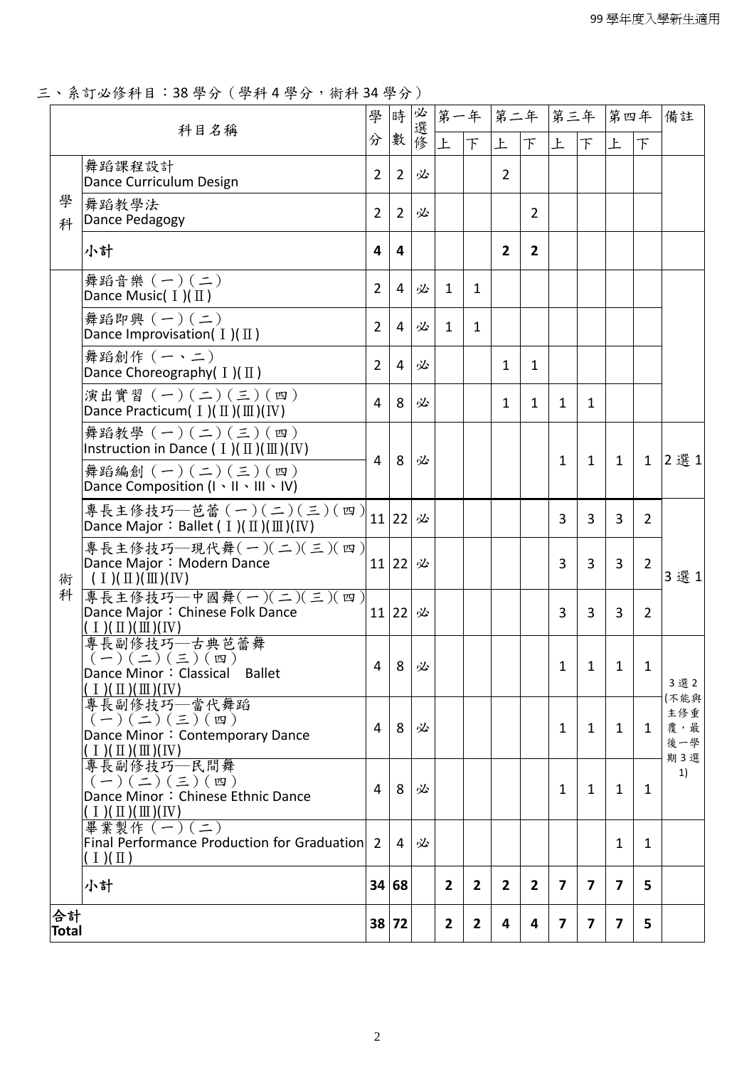三、系訂必修科目：38 學分（學科 4 學分，術科 34 學分）

| | 科目名稱 | 學分 | 時數 | 必選修 | 第一年 上 | 第一年 下 | 第二年 上 | 第二年 下 | 第三年 上 | 第三年 下 | 第四年 上 | 第四年 下 | 備註 |
|---|---|---|---|---|---|---|---|---|---|---|---|---|---|
| 學科 | 舞蹈課程設計 Dance Curriculum Design | 2 | 2 | 必 | | | 2 | | | | | | |
| | 舞蹈教學法 Dance Pedagogy | 2 | 2 | 必 | | | | 2 | | | | | |
| | **小計** | **4** | **4** | | | | **2** | **2** | | | | | |
| 術科 | 舞蹈音樂（一）（二） Dance Music(Ⅰ)(Ⅱ) | 2 | 4 | 必 | 1 | 1 | | | | | | | |
| | 舞蹈即興（一）（二） Dance Improvisation(Ⅰ)(Ⅱ) | 2 | 4 | 必 | 1 | 1 | | | | | | | |
| | 舞蹈創作（一、二） Dance Choreography(Ⅰ)(Ⅱ) | 2 | 4 | 必 | | | 1 | 1 | | | | | |
| | 演出實習（一）（二）（三）（四） Dance Practicum(Ⅰ)(Ⅱ)(Ⅲ)(Ⅳ) | 4 | 8 | 必 | | | 1 | 1 | 1 | 1 | | | |
| | 舞蹈教學（一）（二）（三）（四） Instruction in Dance (Ⅰ)(Ⅱ)(Ⅲ)(Ⅳ) / 舞蹈編創（一）（二）（三）（四） Dance Composition (I、II、III、IV) | 4 | 8 | 必 | | | | | 1 | 1 | 1 | 1 | 2 選 1 |
| | 專長主修技巧─芭蕾（一）（二）（三）（四） Dance Major：Ballet (Ⅰ)(Ⅱ)(Ⅲ)(Ⅳ) | 11 | 22 | 必 | | | | | 3 | 3 | 3 | 2 | 3 選 1 |
| | 專長主修技巧─現代舞(一)(二)(三)(四) Dance Major：Modern Dance (Ⅰ)(Ⅱ)(Ⅲ)(Ⅳ) | 11 | 22 | 必 | | | | | 3 | 3 | 3 | 2 | |
| | 專長主修技巧─中國舞(一)(二)(三)(四) Dance Major：Chinese Folk Dance (Ⅰ)(Ⅱ)(Ⅲ)(Ⅳ) | 11 | 22 | 必 | | | | | 3 | 3 | 3 | 2 | |
| | 專長副修技巧─古典芭蕾舞（一）（二）（三）（四） Dance Minor：Classical Ballet (Ⅰ)(Ⅱ)(Ⅲ)(Ⅳ) | 4 | 8 | 必 | | | | | 1 | 1 | 1 | 1 | 3 選 2 (不能與主修重覆，最後一學期 3 選 1) |
| | 專長副修技巧─當代舞蹈（一）（二）（三）（四） Dance Minor：Contemporary Dance (Ⅰ)(Ⅱ)(Ⅲ)(Ⅳ) | 4 | 8 | 必 | | | | | 1 | 1 | 1 | 1 | |
| | 專長副修技巧─民間舞（一）（二）（三）（四） Dance Minor：Chinese Ethnic Dance (Ⅰ)(Ⅱ)(Ⅲ)(Ⅳ) | 4 | 8 | 必 | | | | | 1 | 1 | 1 | 1 | |
| | 畢業製作（一）（二） Final Performance Production for Graduation (Ⅰ)(Ⅱ) | 2 | 4 | 必 | | | | | | | 1 | 1 | |
| | **小計** | **34** | **68** | | **2** | **2** | **2** | **2** | **7** | **7** | **7** | **5** | |
| **合計 Total** | | **38** | **72** | | **2** | **2** | **4** | **4** | **7** | **7** | **7** | **5** | |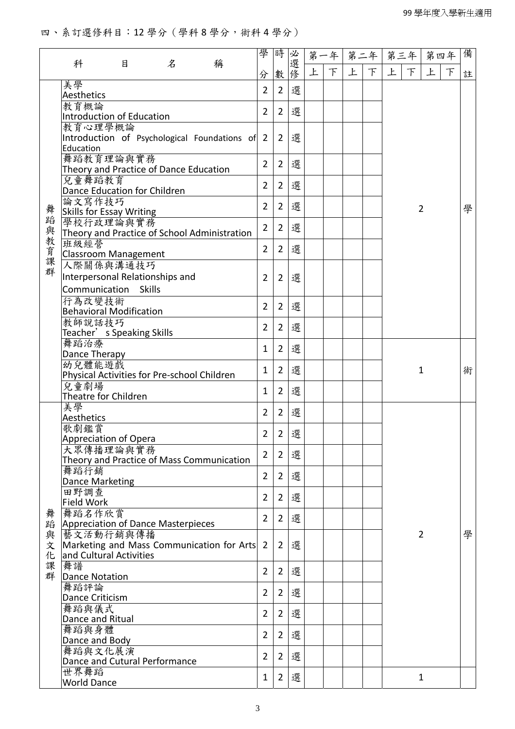四、系訂選修科目：12 學分（學科 8 學分，術科 4 學分）

| 科目名稱 | | 學分 | 時數 | 必選修 | 第一年上 | 第一年下 | 第二年上 | 第二年下 | 第三年上 | 第三年下 | 第四年上 | 第四年下 | 備註 |
|---|---|---|---|---|---|---|---|---|---|---|---|---|---|
| 舞蹈與教育課群 | 美學 Aesthetics | 2 | 2 | 選 | | | | | 2 | | | | 學 |
| | 教育概論 Introduction of Education | 2 | 2 | 選 | | | | | | | | | |
| | 教育心理學概論 Introduction of Psychological Foundations of Education | 2 | 2 | 選 | | | | | | | | | |
| | 舞蹈教育理論與實務 Theory and Practice of Dance Education | 2 | 2 | 選 | | | | | | | | | |
| | 兒童舞蹈教育 Dance Education for Children | 2 | 2 | 選 | | | | | | | | | |
| | 論文寫作技巧 Skills for Essay Writing | 2 | 2 | 選 | | | | | | | | | |
| | 學校行政理論與實務 Theory and Practice of School Administration | 2 | 2 | 選 | | | | | | | | | |
| | 班級經營 Classroom Management | 2 | 2 | 選 | | | | | | | | | |
| | 人際關係與溝通技巧 Interpersonal Relationships and Communication Skills | 2 | 2 | 選 | | | | | | | | | |
| | 行為改變技術 Behavioral Modification | 2 | 2 | 選 | | | | | | | | | |
| | 教師說話技巧 Teacher's Speaking Skills | 2 | 2 | 選 | | | | | | | | | |
| | 舞蹈治療 Dance Therapy | 1 | 2 | 選 | | | | | 1 | | | | 術 |
| | 幼兒體能遊戲 Physical Activities for Pre-school Children | 1 | 2 | 選 | | | | | | | | | |
| | 兒童劇場 Theatre for Children | 1 | 2 | 選 | | | | | | | | | |
| 舞蹈與文化課群 | 美學 Aesthetics | 2 | 2 | 選 | | | | | 2 | | | | 學 |
| | 歌劇鑑賞 Appreciation of Opera | 2 | 2 | 選 | | | | | | | | | |
| | 大眾傳播理論與實務 Theory and Practice of Mass Communication | 2 | 2 | 選 | | | | | | | | | |
| | 舞蹈行銷 Dance Marketing | 2 | 2 | 選 | | | | | | | | | |
| | 田野調查 Field Work | 2 | 2 | 選 | | | | | | | | | |
| | 舞蹈名作欣賞 Appreciation of Dance Masterpieces | 2 | 2 | 選 | | | | | | | | | |
| | 藝文活動行銷與傳播 Marketing and Mass Communication for Arts and Cultural Activities | 2 | 2 | 選 | | | | | | | | | |
| | 舞譜 Dance Notation | 2 | 2 | 選 | | | | | | | | | |
| | 舞蹈評論 Dance Criticism | 2 | 2 | 選 | | | | | | | | | |
| | 舞蹈與儀式 Dance and Ritual | 2 | 2 | 選 | | | | | | | | | |
| | 舞蹈與身體 Dance and Body | 2 | 2 | 選 | | | | | | | | | |
| | 舞蹈與文化展演 Dance and Cutural Performance | 2 | 2 | 選 | | | | | | | | | |
| | 世界舞蹈 World Dance | 1 | 2 | 選 | | | | | 1 | | | | |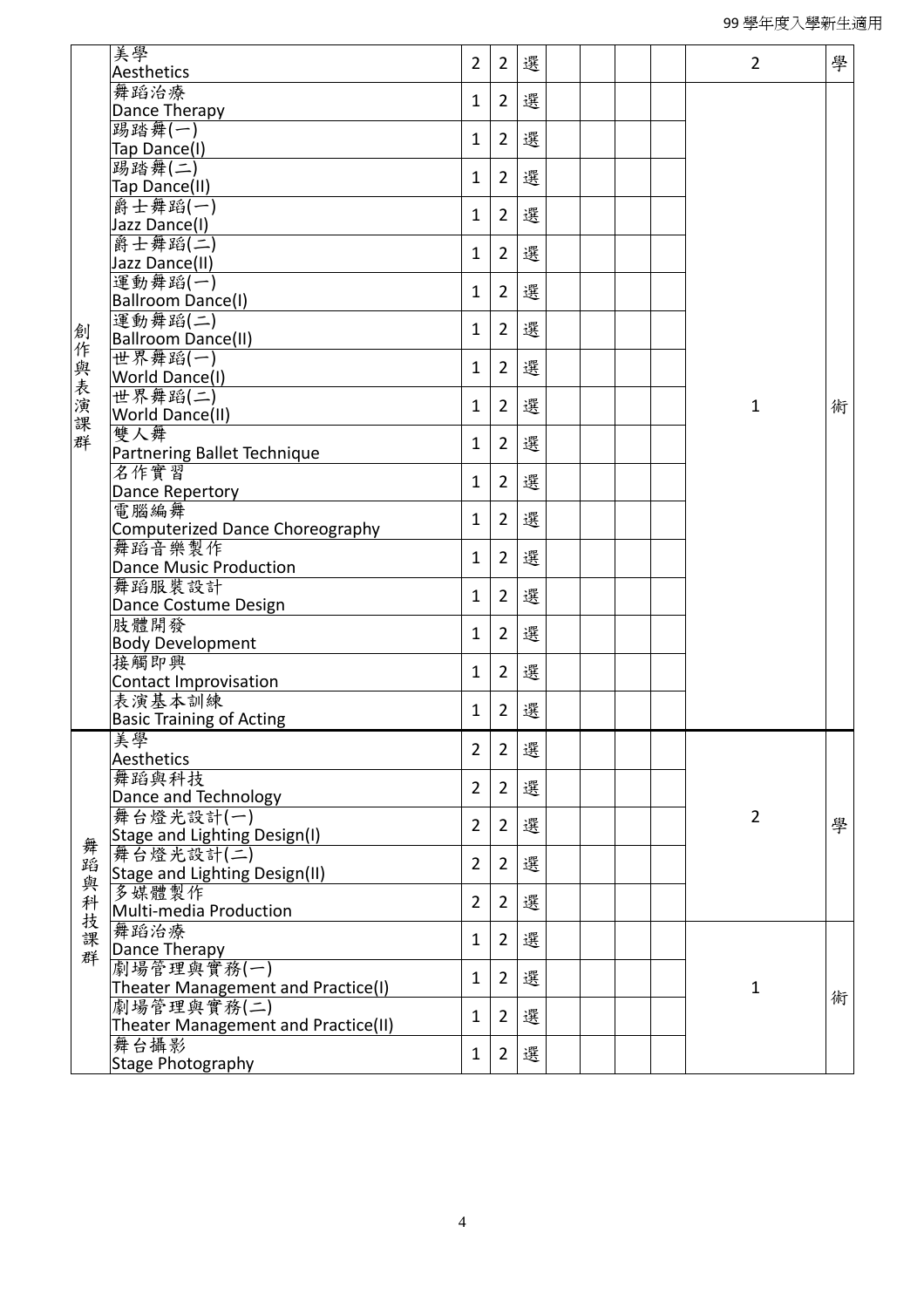99 學年度入學新生適用

| | | | | | | | | | | |
|---|---|---|---|---|---|---|---|---|---|---|
| 創作與表演課群 | 美學<br>Aesthetics | 2 | 2 | 選 | | | | | 2 | 學 |
| | 舞蹈治療<br>Dance Therapy | 1 | 2 | 選 | | | | | 1 | 術 |
| | 踢踏舞(一)<br>Tap Dance(I) | 1 | 2 | 選 | | | | | | |
| | 踢踏舞(二)<br>Tap Dance(II) | 1 | 2 | 選 | | | | | | |
| | 爵士舞蹈(一)<br>Jazz Dance(I) | 1 | 2 | 選 | | | | | | |
| | 爵士舞蹈(二)<br>Jazz Dance(II) | 1 | 2 | 選 | | | | | | |
| | 運動舞蹈(一)<br>Ballroom Dance(I) | 1 | 2 | 選 | | | | | | |
| | 運動舞蹈(二)<br>Ballroom Dance(II) | 1 | 2 | 選 | | | | | | |
| | 世界舞蹈(一)<br>World Dance(I) | 1 | 2 | 選 | | | | | | |
| | 世界舞蹈(二)<br>World Dance(II) | 1 | 2 | 選 | | | | | | |
| | 雙人舞<br>Partnering Ballet Technique | 1 | 2 | 選 | | | | | | |
| | 名作實習<br>Dance Repertory | 1 | 2 | 選 | | | | | | |
| | 電腦編舞<br>Computerized Dance Choreography | 1 | 2 | 選 | | | | | | |
| | 舞蹈音樂製作<br>Dance Music Production | 1 | 2 | 選 | | | | | | |
| | 舞蹈服裝設計<br>Dance Costume Design | 1 | 2 | 選 | | | | | | |
| | 肢體開發<br>Body Development | 1 | 2 | 選 | | | | | | |
| | 接觸即興<br>Contact Improvisation | 1 | 2 | 選 | | | | | | |
| | 表演基本訓練<br>Basic Training of Acting | 1 | 2 | 選 | | | | | | |
| 舞蹈與科技課群 | 美學<br>Aesthetics | 2 | 2 | 選 | | | | | 2 | 學 |
| | 舞蹈與科技<br>Dance and Technology | 2 | 2 | 選 | | | | | | |
| | 舞台燈光設計(一)<br>Stage and Lighting Design(I) | 2 | 2 | 選 | | | | | | |
| | 舞台燈光設計(二)<br>Stage and Lighting Design(II) | 2 | 2 | 選 | | | | | | |
| | 多媒體製作<br>Multi-media Production | 2 | 2 | 選 | | | | | | |
| | 舞蹈治療<br>Dance Therapy | 1 | 2 | 選 | | | | | 1 | 術 |
| | 劇場管理與實務(一)<br>Theater Management and Practice(I) | 1 | 2 | 選 | | | | | | |
| | 劇場管理與實務(二)<br>Theater Management and Practice(II) | 1 | 2 | 選 | | | | | | |
| | 舞台攝影<br>Stage Photography | 1 | 2 | 選 | | | | | | |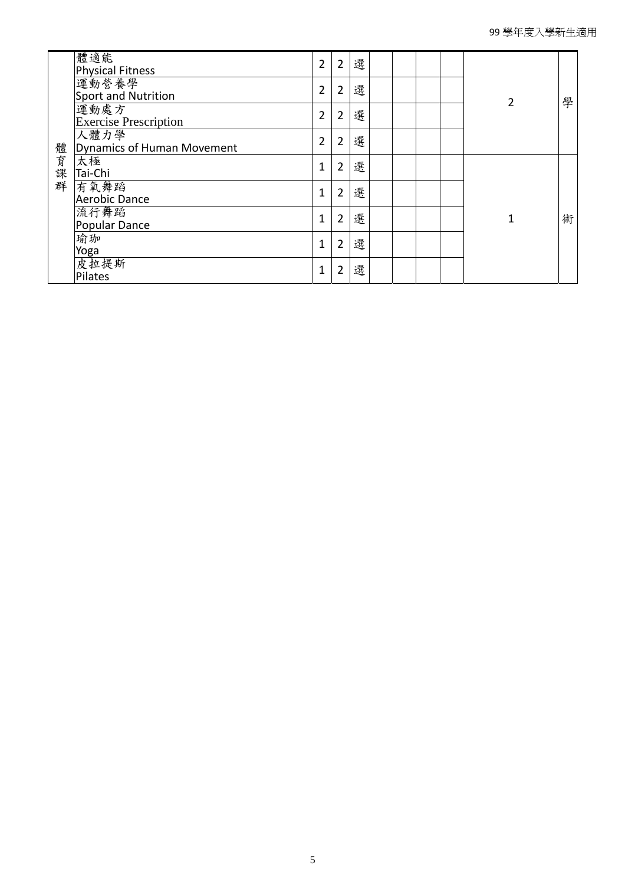99 學年度入學新生適用

| 體育課群 | 體適能<br>Physical Fitness | 2 | 2 | 選 | | | | | 2 | 學 |
|---|---|---|---|---|---|---|---|---|---|---|
| | 運動營養學<br>Sport and Nutrition | 2 | 2 | 選 | | | | | | |
| | 運動處方<br>Exercise Prescription | 2 | 2 | 選 | | | | | | |
| | 人體力學<br>Dynamics of Human Movement | 2 | 2 | 選 | | | | | | |
| | 太極<br>Tai-Chi | 1 | 2 | 選 | | | | | 1 | 術 |
| | 有氧舞蹈<br>Aerobic Dance | 1 | 2 | 選 | | | | | | |
| | 流行舞蹈<br>Popular Dance | 1 | 2 | 選 | | | | | | |
| | 瑜珈<br>Yoga | 1 | 2 | 選 | | | | | | |
| | 皮拉提斯<br>Pilates | 1 | 2 | 選 | | | | | | |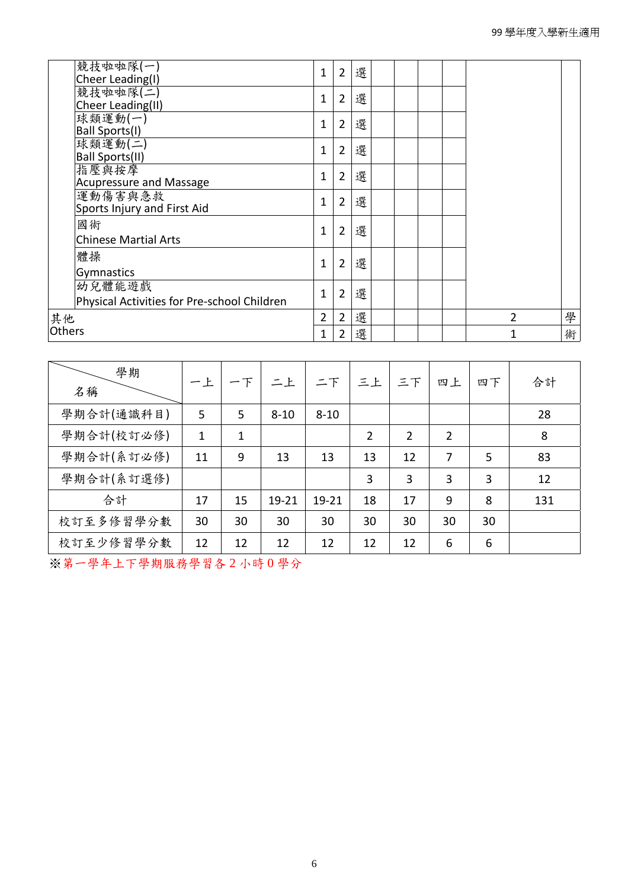| | | | | | | | | | | |
|---|---|---|---|---|---|---|---|---|---|---|
| | 競技啦啦隊(一)<br>Cheer Leading(I) | 1 | 2 | 選 | | | | | | |
| | 競技啦啦隊(二)<br>Cheer Leading(II) | 1 | 2 | 選 | | | | | | |
| | 球類運動(一)<br>Ball Sports(I) | 1 | 2 | 選 | | | | | | |
| | 球類運動(二)<br>Ball Sports(II) | 1 | 2 | 選 | | | | | | |
| | 指壓與按摩<br>Acupressure and Massage | 1 | 2 | 選 | | | | | | |
| | 運動傷害與急救<br>Sports Injury and First Aid | 1 | 2 | 選 | | | | | | |
| | 國術<br>Chinese Martial Arts | 1 | 2 | 選 | | | | | | |
| | 體操<br>Gymnastics | 1 | 2 | 選 | | | | | | |
| | 幼兒體能遊戲<br>Physical Activities for Pre-school Children | 1 | 2 | 選 | | | | | | |
| 其他<br>Others | | 2 | 2 | 選 | | | | | 2 | 學術 |
| | | 1 | 2 | 選 | | | | | 1 | |

| 學期 / 名稱 | 一上 | 一下 | 二上 | 二下 | 三上 | 三下 | 四上 | 四下 | 合計 |
|---|---|---|---|---|---|---|---|---|---|
| 學期合計(通識科目) | 5 | 5 | 8-10 | 8-10 | | | | | 28 |
| 學期合計(校訂必修) | 1 | 1 | | | 2 | 2 | 2 | | 8 |
| 學期合計(系訂必修) | 11 | 9 | 13 | 13 | 13 | 12 | 7 | 5 | 83 |
| 學期合計(系訂選修) | | | | | 3 | 3 | 3 | 3 | 12 |
| 合計 | 17 | 15 | 19-21 | 19-21 | 18 | 17 | 9 | 8 | 131 |
| 校訂至多修習學分數 | 30 | 30 | 30 | 30 | 30 | 30 | 30 | 30 | |
| 校訂至少修習學分數 | 12 | 12 | 12 | 12 | 12 | 12 | 6 | 6 | |

※第一學年上下學期服務學習各 2 小時 0 學分